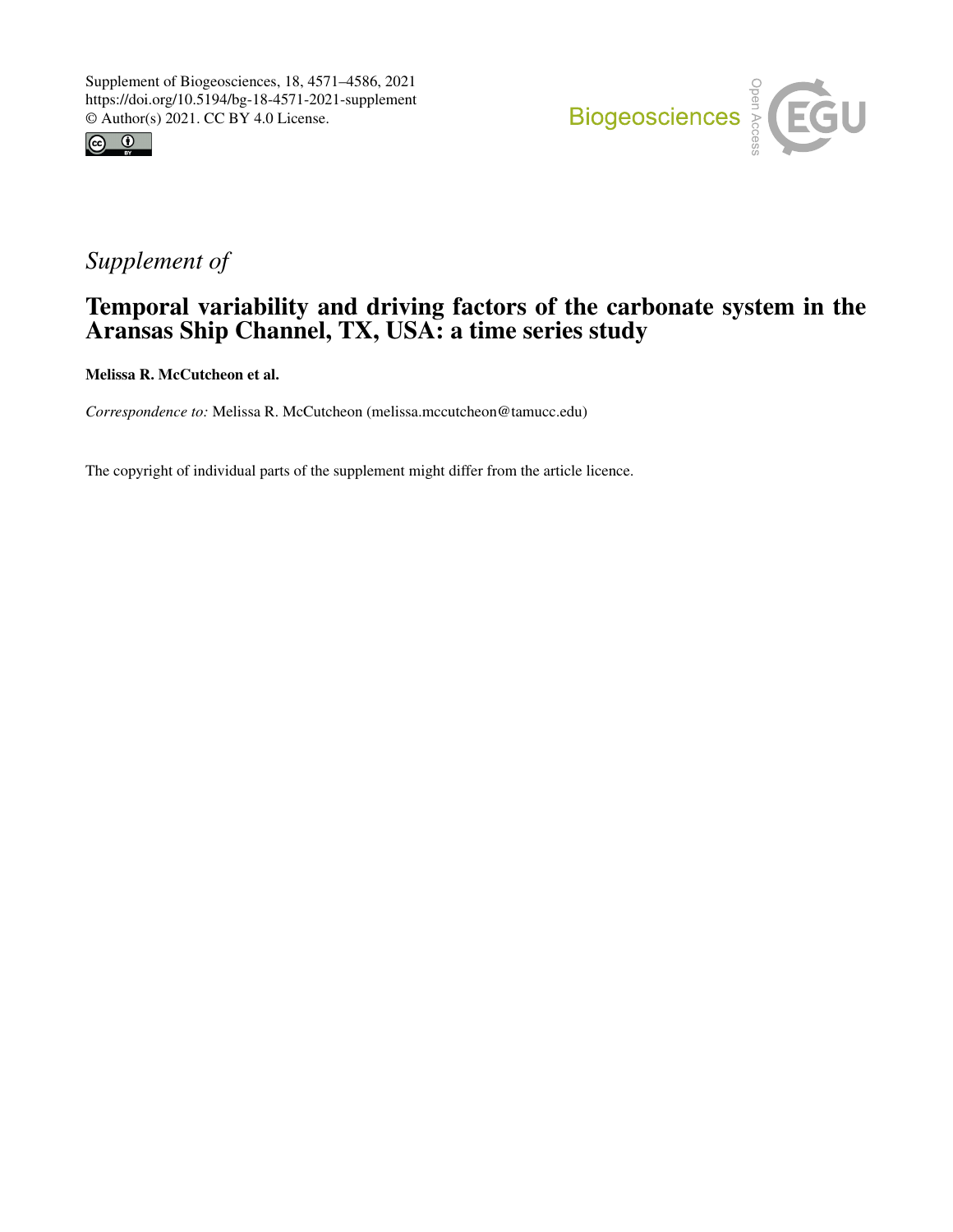Supplement of Biogeosciences, 18, 4571–4586, 2021
https://doi.org/10.5194/bg-18-4571-2021-supplement
© Author(s) 2021. CC BY 4.0 License.

*Supplement of*

# Temporal variability and driving factors of the carbonate system in the Aransas Ship Channel, TX, USA: a time series study

**Melissa R. McCutcheon et al.**

*Correspondence to:* Melissa R. McCutcheon (melissa.mccutcheon@tamucc.edu)

The copyright of individual parts of the supplement might differ from the article licence.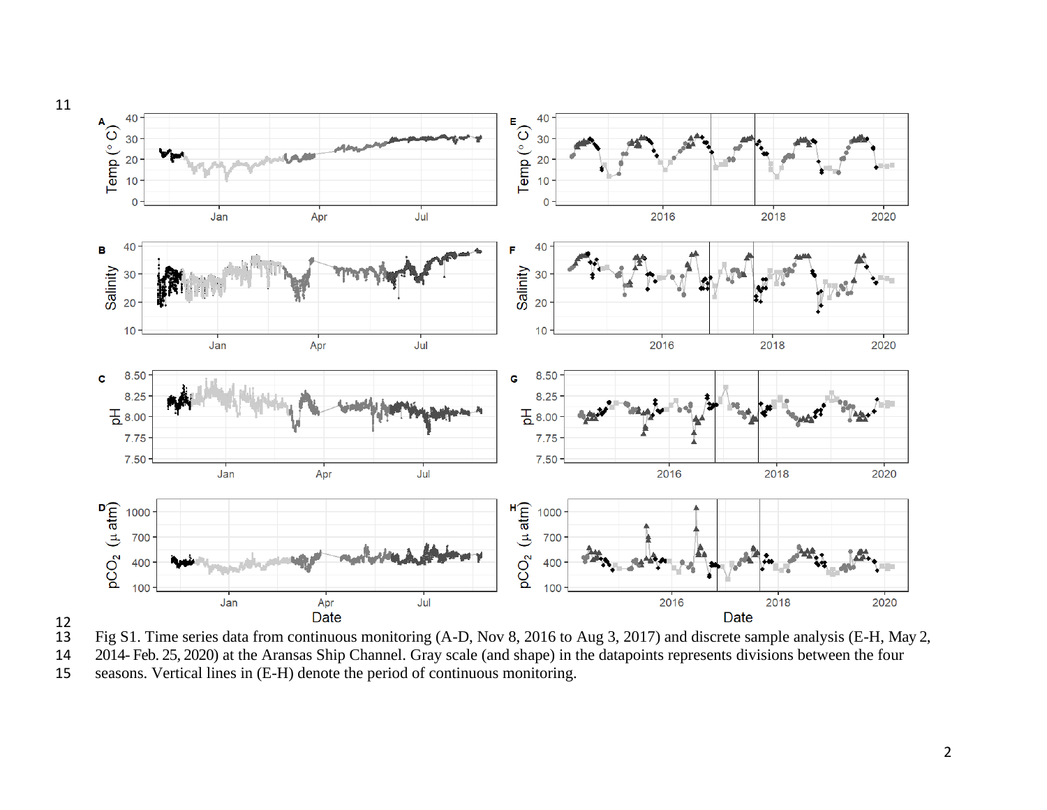Fig S1. Time series data from continuous monitoring (A-D, Nov 8, 2016 to Aug 3, 2017) and discrete sample analysis (E-H, May 2, 2014- Feb. 25, 2020) at the Aransas Ship Channel. Gray scale (and shape) in the datapoints represents divisions between the four seasons. Vertical lines in (E-H) denote the period of continuous monitoring.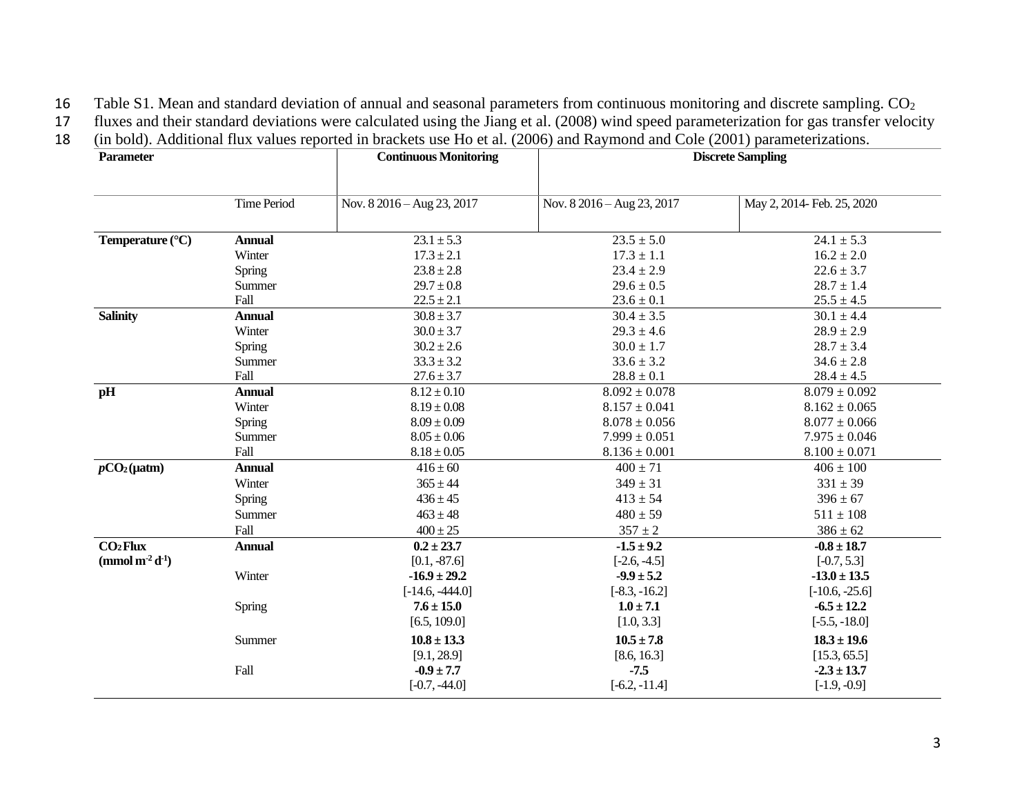Table S1. Mean and standard deviation of annual and seasonal parameters from continuous monitoring and discrete sampling. $CO_2$ fluxes and their standard deviations were calculated using the Jiang et al. (2008) wind speed parameterization for gas transfer velocity (in bold). Additional flux values reported in brackets use Ho et al. (2006) and Raymond and Cole (2001) parameterizations.

| Parameter | | Continuous Monitoring | Discrete Sampling | |
|---|---|---|---|---|
| | Time Period | Nov. 8 2016 – Aug 23, 2017 | Nov. 8 2016 – Aug 23, 2017 | May 2, 2014- Feb. 25, 2020 |
| **Temperature (°C)** | **Annual** | 23.1 ± 5.3 | 23.5 ± 5.0 | 24.1 ± 5.3 |
| | Winter | 17.3 ± 2.1 | 17.3 ± 1.1 | 16.2 ± 2.0 |
| | Spring | 23.8 ± 2.8 | 23.4 ± 2.9 | 22.6 ± 3.7 |
| | Summer | 29.7 ± 0.8 | 29.6 ± 0.5 | 28.7 ± 1.4 |
| | Fall | 22.5 ± 2.1 | 23.6 ± 0.1 | 25.5 ± 4.5 |
| **Salinity** | **Annual** | 30.8 ± 3.7 | 30.4 ± 3.5 | 30.1 ± 4.4 |
| | Winter | 30.0 ± 3.7 | 29.3 ± 4.6 | 28.9 ± 2.9 |
| | Spring | 30.2 ± 2.6 | 30.0 ± 1.7 | 28.7 ± 3.4 |
| | Summer | 33.3 ± 3.2 | 33.6 ± 3.2 | 34.6 ± 2.8 |
| | Fall | 27.6 ± 3.7 | 28.8 ± 0.1 | 28.4 ± 4.5 |
| **pH** | **Annual** | 8.12 ± 0.10 | 8.092 ± 0.078 | 8.079 ± 0.092 |
| | Winter | 8.19 ± 0.08 | 8.157 ± 0.041 | 8.162 ± 0.065 |
| | Spring | 8.09 ± 0.09 | 8.078 ± 0.056 | 8.077 ± 0.066 |
| | Summer | 8.05 ± 0.06 | 7.999 ± 0.051 | 7.975 ± 0.046 |
| | Fall | 8.18 ± 0.05 | 8.136 ± 0.001 | 8.100 ± 0.071 |
| ***p*$CO_2$ (µatm)** | **Annual** | 416 ± 60 | 400 ± 71 | 406 ± 100 |
| | Winter | 365 ± 44 | 349 ± 31 | 331 ± 39 |
| | Spring | 436 ± 45 | 413 ± 54 | 396 ± 67 |
| | Summer | 463 ± 48 | 480 ± 59 | 511 ± 108 |
| | Fall | 400 ± 25 | 357 ± 2 | 386 ± 62 |
| **$CO_2$ Flux (mmol m$^{-2}$ d$^{-1}$)** | **Annual** | **0.2 ± 23.7** [0.1, -87.6] | **-1.5 ± 9.2** [-2.6, -4.5] | **-0.8 ± 18.7** [-0.7, 5.3] |
| | Winter | **-16.9 ± 29.2** [-14.6, -444.0] | **-9.9 ± 5.2** [-8.3, -16.2] | **-13.0 ± 13.5** [-10.6, -25.6] |
| | Spring | **7.6 ± 15.0** [6.5, 109.0] | **1.0 ± 7.1** [1.0, 3.3] | **-6.5 ± 12.2** [-5.5, -18.0] |
| | Summer | **10.8 ± 13.3** [9.1, 28.9] | **10.5 ± 7.8** [8.6, 16.3] | **18.3 ± 19.6** [15.3, 65.5] |
| | Fall | **-0.9 ± 7.7** [-0.7, -44.0] | **-7.5** [-6.2, -11.4] | **-2.3 ± 13.7** [-1.9, -0.9] |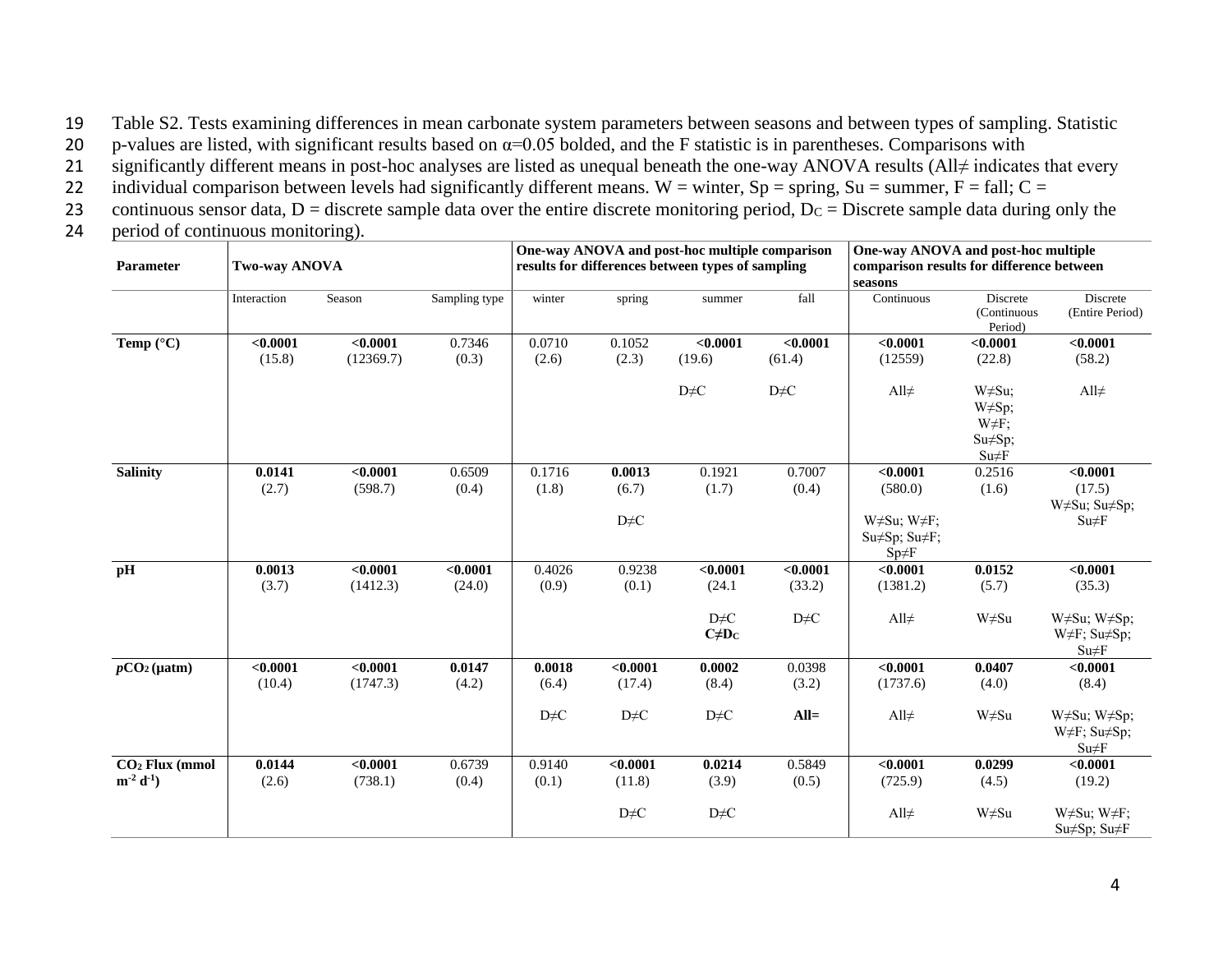Table S2. Tests examining differences in mean carbonate system parameters between seasons and between types of sampling. Statistic p-values are listed, with significant results based on α=0.05 bolded, and the F statistic is in parentheses. Comparisons with significantly different means in post-hoc analyses are listed as unequal beneath the one-way ANOVA results (All≠ indicates that every individual comparison between levels had significantly different means. W = winter, Sp = spring, Su = summer, F = fall; C = continuous sensor data, D = discrete sample data over the entire discrete monitoring period, $D_C$ = Discrete sample data during only the period of continuous monitoring).

| Parameter | Two-way ANOVA | | | One-way ANOVA and post-hoc multiple comparison results for differences between types of sampling | | | | One-way ANOVA and post-hoc multiple comparison results for difference between seasons | | |
|---|---|---|---|---|---|---|---|---|---|---|
| | Interaction | Season | Sampling type | winter | spring | summer | fall | Continuous | Discrete (Continuous Period) | Discrete (Entire Period) |
| **Temp (°C)** | **<0.0001** (15.8) | **<0.0001** (12369.7) | 0.7346 (0.3) | 0.0710 (2.6) | 0.1052 (2.3) | **<0.0001** (19.6) D≠C | **<0.0001** (61.4) D≠C | **<0.0001** (12559) All≠ | **<0.0001** (22.8) W≠Su; W≠Sp; W≠F; Su≠Sp; Su≠F | **<0.0001** (58.2) All≠ |
| **Salinity** | **0.0141** (2.7) | **<0.0001** (598.7) | 0.6509 (0.4) | 0.1716 (1.8) | **0.0013** (6.7) D≠C | 0.1921 (1.7) | 0.7007 (0.4) | **<0.0001** (580.0) W≠Su; W≠F; Su≠Sp; Su≠F; Sp≠F | 0.2516 (1.6) | **<0.0001** (17.5) W≠Su; Su≠Sp; Su≠F |
| **pH** | **0.0013** (3.7) | **<0.0001** (1412.3) | **<0.0001** (24.0) | 0.4026 (0.9) | 0.9238 (0.1) | **<0.0001** (24.1 D≠C **C≠$D_C$** | **<0.0001** (33.2) D≠C | **<0.0001** (1381.2) All≠ | **0.0152** (5.7) W≠Su | **<0.0001** (35.3) W≠Su; W≠Sp; W≠F; Su≠Sp; Su≠F |
| ***p*$CO_2$ (µatm)** | **<0.0001** (10.4) | **<0.0001** (1747.3) | **0.0147** (4.2) | **0.0018** (6.4) D≠C | **<0.0001** (17.4) D≠C | **0.0002** (8.4) D≠C | 0.0398 (3.2) **All=** | **<0.0001** (1737.6) All≠ | **0.0407** (4.0) W≠Su | **<0.0001** (8.4) W≠Su; W≠Sp; W≠F; Su≠Sp; Su≠F |
| **$CO_2$ Flux (mmol $m^{-2}$ $d^{-1}$)** | **0.0144** (2.6) | **<0.0001** (738.1) | 0.6739 (0.4) | 0.9140 (0.1) | **<0.0001** (11.8) D≠C | **0.0214** (3.9) D≠C | 0.5849 (0.5) | **<0.0001** (725.9) All≠ | **0.0299** (4.5) W≠Su | **<0.0001** (19.2) W≠Su; W≠F; Su≠Sp; Su≠F |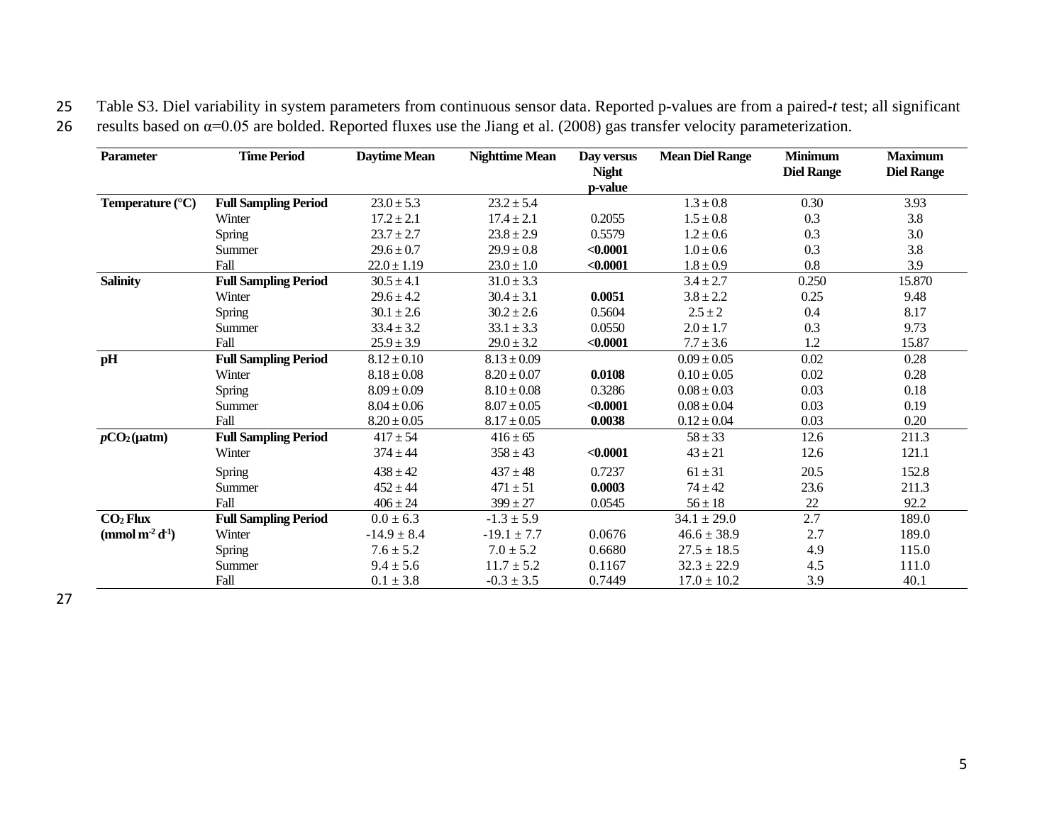Table S3. Diel variability in system parameters from continuous sensor data. Reported p-values are from a paired-*t* test; all significant results based on α=0.05 are bolded. Reported fluxes use the Jiang et al. (2008) gas transfer velocity parameterization.

| Parameter | Time Period | Daytime Mean | Nighttime Mean | Day versus Night p-value | Mean Diel Range | Minimum Diel Range | Maximum Diel Range |
|---|---|---|---|---|---|---|---|
| **Temperature (°C)** | **Full Sampling Period** | 23.0 ± 5.3 | 23.2 ± 5.4 | | 1.3 ± 0.8 | 0.30 | 3.93 |
| | Winter | 17.2 ± 2.1 | 17.4 ± 2.1 | 0.2055 | 1.5 ± 0.8 | 0.3 | 3.8 |
| | Spring | 23.7 ± 2.7 | 23.8 ± 2.9 | 0.5579 | 1.2 ± 0.6 | 0.3 | 3.0 |
| | Summer | 29.6 ± 0.7 | 29.9 ± 0.8 | **<0.0001** | 1.0 ± 0.6 | 0.3 | 3.8 |
| | Fall | 22.0 ± 1.19 | 23.0 ± 1.0 | **<0.0001** | 1.8 ± 0.9 | 0.8 | 3.9 |
| **Salinity** | **Full Sampling Period** | 30.5 ± 4.1 | 31.0 ± 3.3 | | 3.4 ± 2.7 | 0.250 | 15.870 |
| | Winter | 29.6 ± 4.2 | 30.4 ± 3.1 | **0.0051** | 3.8 ± 2.2 | 0.25 | 9.48 |
| | Spring | 30.1 ± 2.6 | 30.2 ± 2.6 | 0.5604 | 2.5 ± 2 | 0.4 | 8.17 |
| | Summer | 33.4 ± 3.2 | 33.1 ± 3.3 | 0.0550 | 2.0 ± 1.7 | 0.3 | 9.73 |
| | Fall | 25.9 ± 3.9 | 29.0 ± 3.2 | **<0.0001** | 7.7 ± 3.6 | 1.2 | 15.87 |
| **pH** | **Full Sampling Period** | 8.12 ± 0.10 | 8.13 ± 0.09 | | 0.09 ± 0.05 | 0.02 | 0.28 |
| | Winter | 8.18 ± 0.08 | 8.20 ± 0.07 | **0.0108** | 0.10 ± 0.05 | 0.02 | 0.28 |
| | Spring | 8.09 ± 0.09 | 8.10 ± 0.08 | 0.3286 | 0.08 ± 0.03 | 0.03 | 0.18 |
| | Summer | 8.04 ± 0.06 | 8.07 ± 0.05 | **<0.0001** | 0.08 ± 0.04 | 0.03 | 0.19 |
| | Fall | 8.20 ± 0.05 | 8.17 ± 0.05 | **0.0038** | 0.12 ± 0.04 | 0.03 | 0.20 |
| ***p*$CO_2$ (μatm)** | **Full Sampling Period** | 417 ± 54 | 416 ± 65 | | 58 ± 33 | 12.6 | 211.3 |
| | Winter | 374 ± 44 | 358 ± 43 | **<0.0001** | 43 ± 21 | 12.6 | 121.1 |
| | Spring | 438 ± 42 | 437 ± 48 | 0.7237 | 61 ± 31 | 20.5 | 152.8 |
| | Summer | 452 ± 44 | 471 ± 51 | **0.0003** | 74 ± 42 | 23.6 | 211.3 |
| | Fall | 406 ± 24 | 399 ± 27 | 0.0545 | 56 ± 18 | 22 | 92.2 |
| **$CO_2$ Flux (mmol $m^{-2}$ $d^{-1}$)** | **Full Sampling Period** | 0.0 ± 6.3 | -1.3 ± 5.9 | | 34.1 ± 29.0 | 2.7 | 189.0 |
| | Winter | -14.9 ± 8.4 | -19.1 ± 7.7 | 0.0676 | 46.6 ± 38.9 | 2.7 | 189.0 |
| | Spring | 7.6 ± 5.2 | 7.0 ± 5.2 | 0.6680 | 27.5 ± 18.5 | 4.9 | 115.0 |
| | Summer | 9.4 ± 5.6 | 11.7 ± 5.2 | 0.1167 | 32.3 ± 22.9 | 4.5 | 111.0 |
| | Fall | 0.1 ± 3.8 | -0.3 ± 3.5 | 0.7449 | 17.0 ± 10.2 | 3.9 | 40.1 |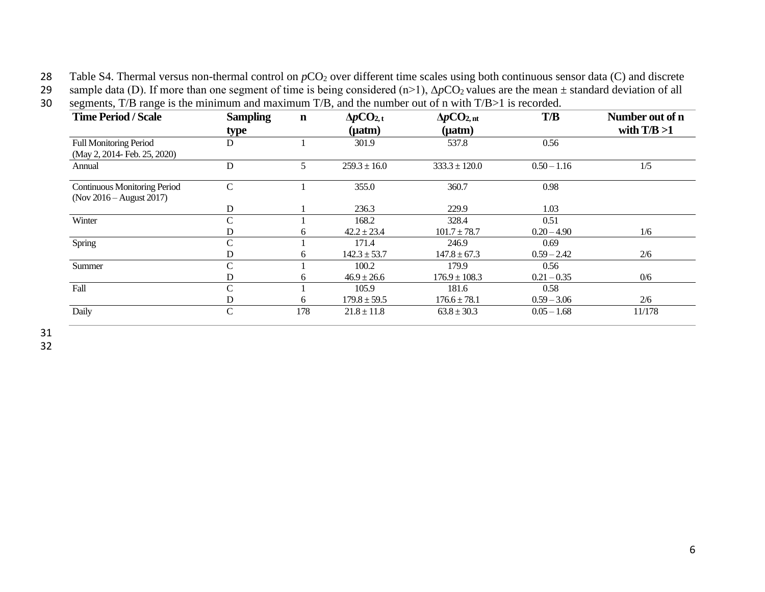Table S4. Thermal versus non-thermal control on $pCO_2$ over different time scales using both continuous sensor data (C) and discrete sample data (D). If more than one segment of time is being considered (n>1), $\Delta pCO_2$ values are the mean ± standard deviation of all segments, T/B range is the minimum and maximum T/B, and the number out of n with T/B>1 is recorded.

| Time Period / Scale | Sampling type | n | $\Delta pCO_{2,t}$ (μatm) | $\Delta pCO_{2,nt}$ (μatm) | T/B | Number out of n with T/B >1 |
|---|---|---|---|---|---|---|
| Full Monitoring Period (May 2, 2014- Feb. 25, 2020) | D | 1 | 301.9 | 537.8 | 0.56 | |
| Annual | D | 5 | 259.3 ± 16.0 | 333.3 ± 120.0 | 0.50 – 1.16 | 1/5 |
| Continuous Monitoring Period (Nov 2016 – August 2017) | C | 1 | 355.0 | 360.7 | 0.98 | |
| | D | 1 | 236.3 | 229.9 | 1.03 | |
| Winter | C | 1 | 168.2 | 328.4 | 0.51 | |
| | D | 6 | 42.2 ± 23.4 | 101.7 ± 78.7 | 0.20 – 4.90 | 1/6 |
| Spring | C | 1 | 171.4 | 246.9 | 0.69 | |
| | D | 6 | 142.3 ± 53.7 | 147.8 ± 67.3 | 0.59 – 2.42 | 2/6 |
| Summer | C | 1 | 100.2 | 179.9 | 0.56 | |
| | D | 6 | 46.9 ± 26.6 | 176.9 ± 108.3 | 0.21 – 0.35 | 0/6 |
| Fall | C | 1 | 105.9 | 181.6 | 0.58 | |
| | D | 6 | 179.8 ± 59.5 | 176.6 ± 78.1 | 0.59 – 3.06 | 2/6 |
| Daily | C | 178 | 21.8 ± 11.8 | 63.8 ± 30.3 | 0.05 – 1.68 | 11/178 |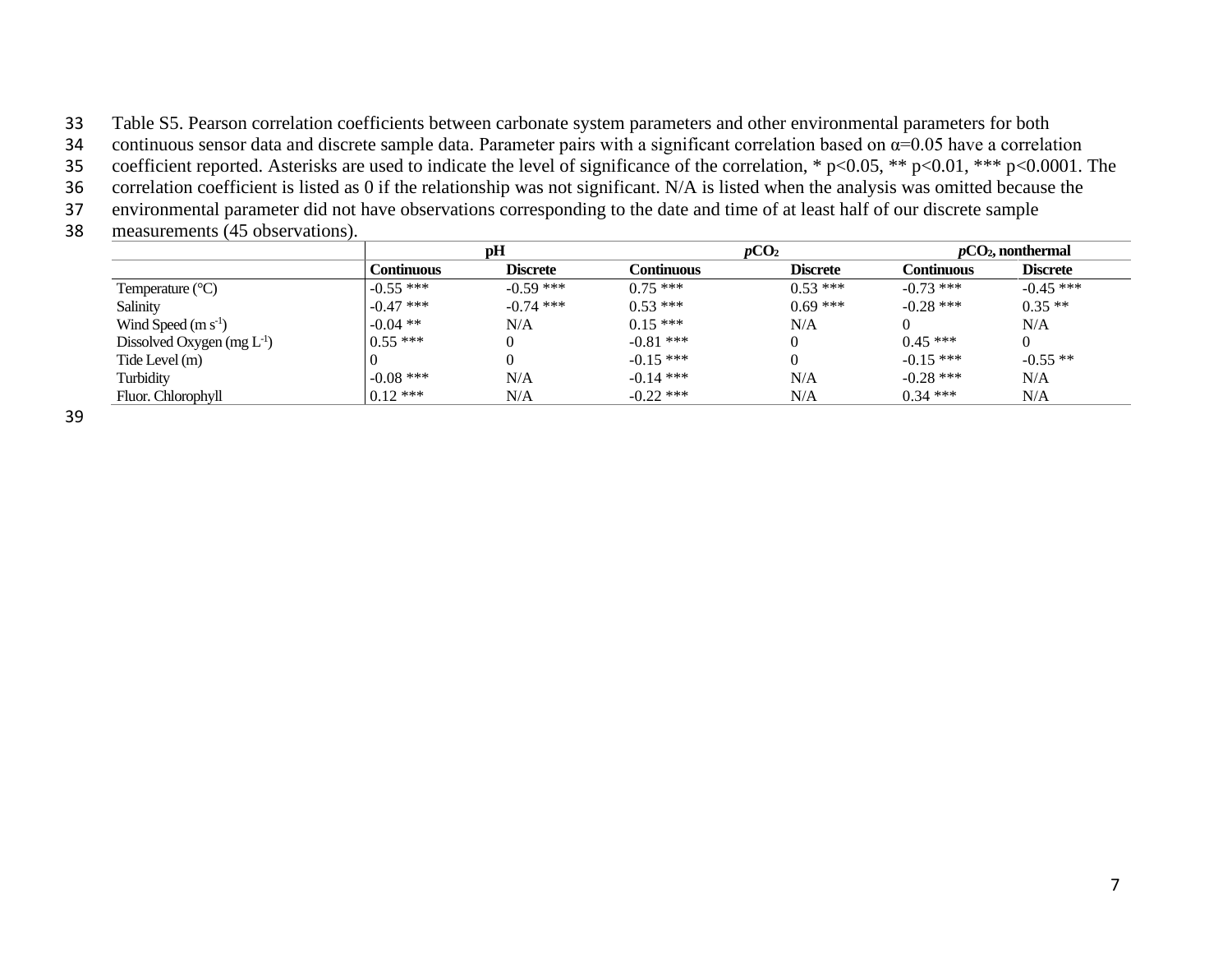Table S5. Pearson correlation coefficients between carbonate system parameters and other environmental parameters for both continuous sensor data and discrete sample data. Parameter pairs with a significant correlation based on α=0.05 have a correlation coefficient reported. Asterisks are used to indicate the level of significance of the correlation, * $p<0.05$, ** $p<0.01$, *** $p<0.0001$. The correlation coefficient is listed as 0 if the relationship was not significant. N/A is listed when the analysis was omitted because the environmental parameter did not have observations corresponding to the date and time of at least half of our discrete sample measurements (45 observations).

| | **pH** | | ***p*$CO_2$** | | ***p*$CO_2$, nonthermal** | |
|---|---|---|---|---|---|---|
| | **Continuous** | **Discrete** | **Continuous** | **Discrete** | **Continuous** | **Discrete** |
| Temperature (°C) | -0.55 *** | -0.59 *** | 0.75 *** | 0.53 *** | -0.73 *** | -0.45 *** |
| Salinity | -0.47 *** | -0.74 *** | 0.53 *** | 0.69 *** | -0.28 *** | 0.35 ** |
| Wind Speed (m $s^{-1}$) | -0.04 ** | N/A | 0.15 *** | N/A | 0 | N/A |
| Dissolved Oxygen (mg $L^{-1}$) | 0.55 *** | 0 | -0.81 *** | 0 | 0.45 *** | 0 |
| Tide Level (m) | 0 | 0 | -0.15 *** | 0 | -0.15 *** | -0.55 ** |
| Turbidity | -0.08 *** | N/A | -0.14 *** | N/A | -0.28 *** | N/A |
| Fluor. Chlorophyll | 0.12 *** | N/A | -0.22 *** | N/A | 0.34 *** | N/A |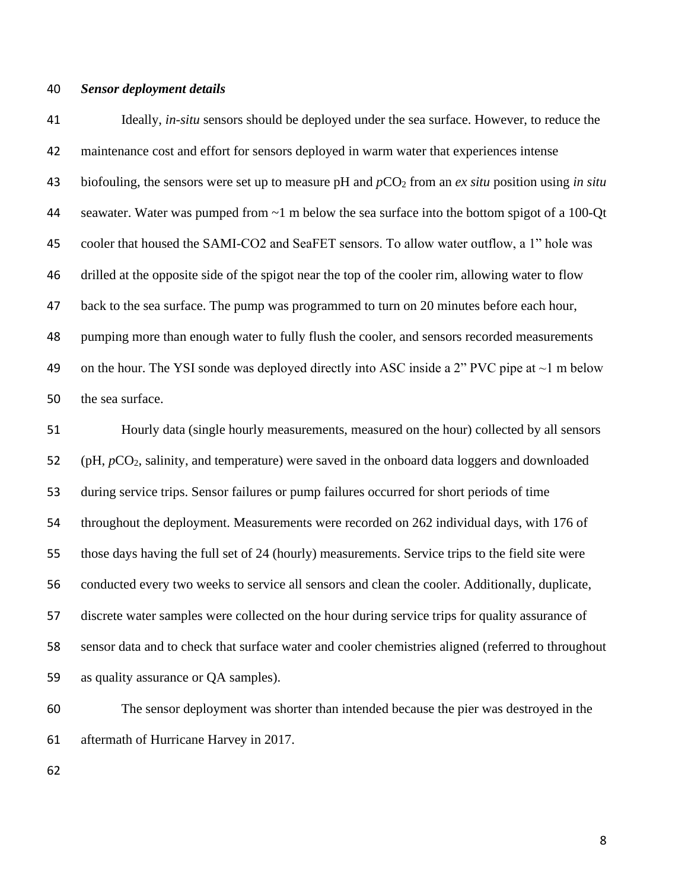### *Sensor deployment details*

Ideally, *in-situ* sensors should be deployed under the sea surface. However, to reduce the maintenance cost and effort for sensors deployed in warm water that experiences intense biofouling, the sensors were set up to measure pH and $pCO_2$ from an *ex situ* position using *in situ* seawater. Water was pumped from ~1 m below the sea surface into the bottom spigot of a 100-Qt cooler that housed the SAMI-CO2 and SeaFET sensors. To allow water outflow, a 1" hole was drilled at the opposite side of the spigot near the top of the cooler rim, allowing water to flow back to the sea surface. The pump was programmed to turn on 20 minutes before each hour, pumping more than enough water to fully flush the cooler, and sensors recorded measurements on the hour. The YSI sonde was deployed directly into ASC inside a 2" PVC pipe at ~1 m below the sea surface.

Hourly data (single hourly measurements, measured on the hour) collected by all sensors (pH, $pCO_2$, salinity, and temperature) were saved in the onboard data loggers and downloaded during service trips. Sensor failures or pump failures occurred for short periods of time throughout the deployment. Measurements were recorded on 262 individual days, with 176 of those days having the full set of 24 (hourly) measurements. Service trips to the field site were conducted every two weeks to service all sensors and clean the cooler. Additionally, duplicate, discrete water samples were collected on the hour during service trips for quality assurance of sensor data and to check that surface water and cooler chemistries aligned (referred to throughout as quality assurance or QA samples).

The sensor deployment was shorter than intended because the pier was destroyed in the aftermath of Hurricane Harvey in 2017.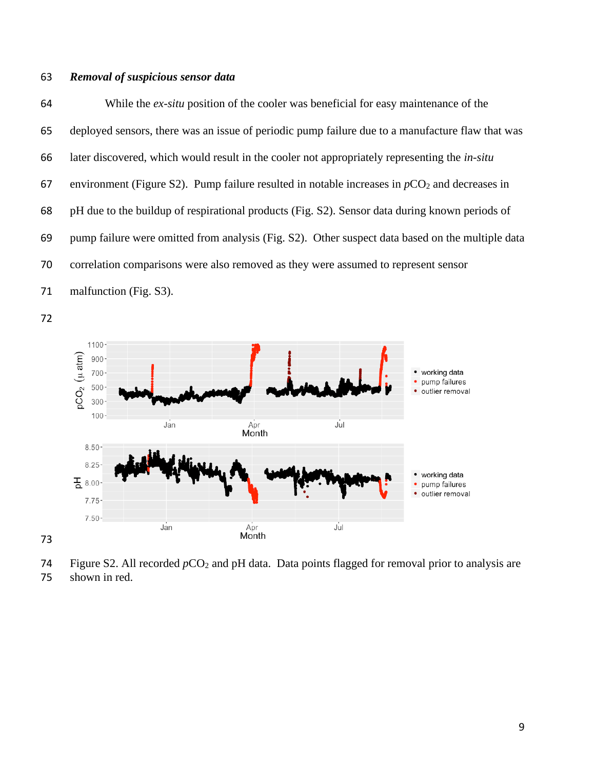### *Removal of suspicious sensor data*

While the *ex-situ* position of the cooler was beneficial for easy maintenance of the deployed sensors, there was an issue of periodic pump failure due to a manufacture flaw that was later discovered, which would result in the cooler not appropriately representing the *in-situ* environment (Figure S2). Pump failure resulted in notable increases in $pCO_2$ and decreases in pH due to the buildup of respirational products (Fig. S2). Sensor data during known periods of pump failure were omitted from analysis (Fig. S2). Other suspect data based on the multiple data correlation comparisons were also removed as they were assumed to represent sensor malfunction (Fig. S3).

Figure S2. All recorded $pCO_2$ and pH data. Data points flagged for removal prior to analysis are shown in red.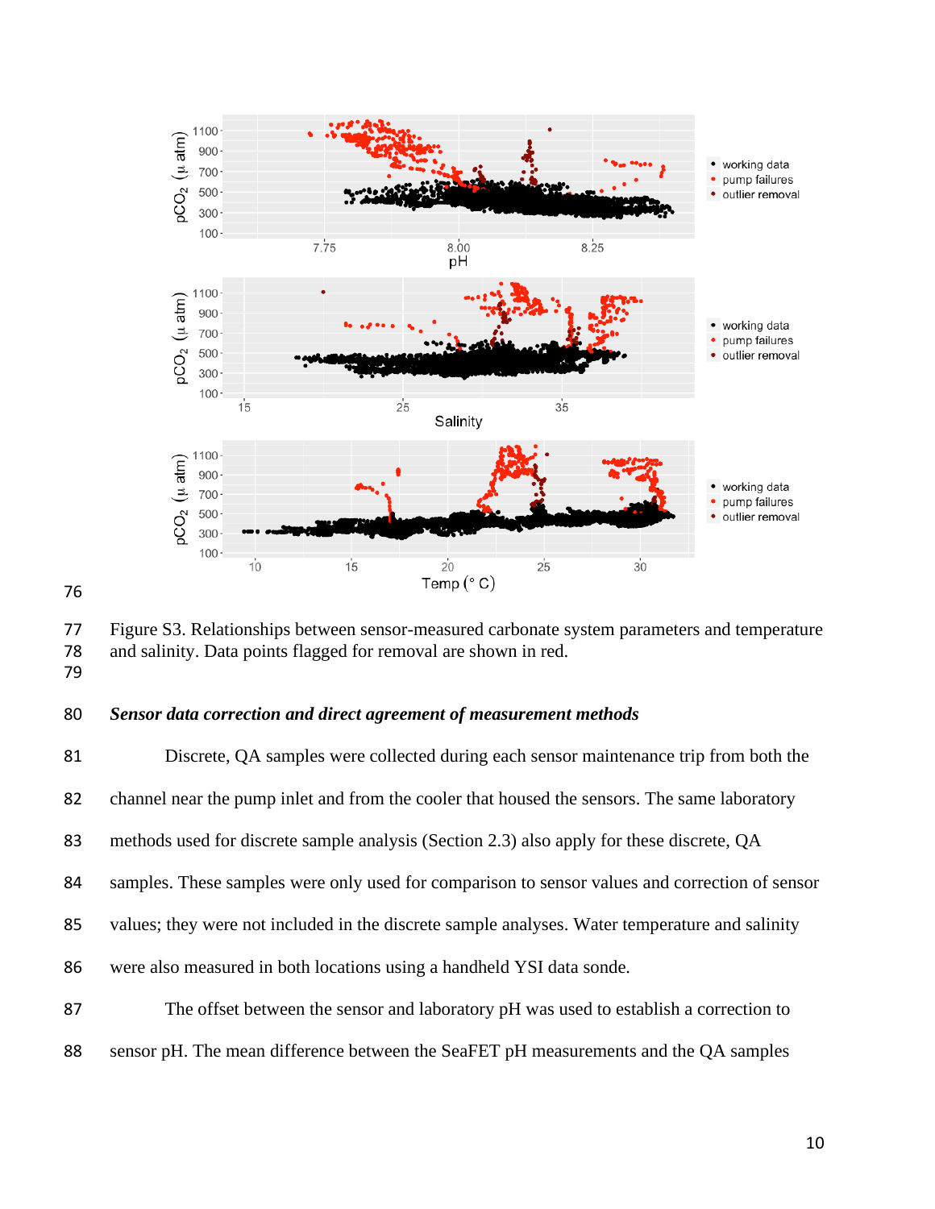Figure S3. Relationships between sensor-measured carbonate system parameters and temperature and salinity. Data points flagged for removal are shown in red.

### *Sensor data correction and direct agreement of measurement methods*

Discrete, QA samples were collected during each sensor maintenance trip from both the channel near the pump inlet and from the cooler that housed the sensors. The same laboratory methods used for discrete sample analysis (Section 2.3) also apply for these discrete, QA samples. These samples were only used for comparison to sensor values and correction of sensor values; they were not included in the discrete sample analyses. Water temperature and salinity were also measured in both locations using a handheld YSI data sonde.

The offset between the sensor and laboratory pH was used to establish a correction to sensor pH. The mean difference between the SeaFET pH measurements and the QA samples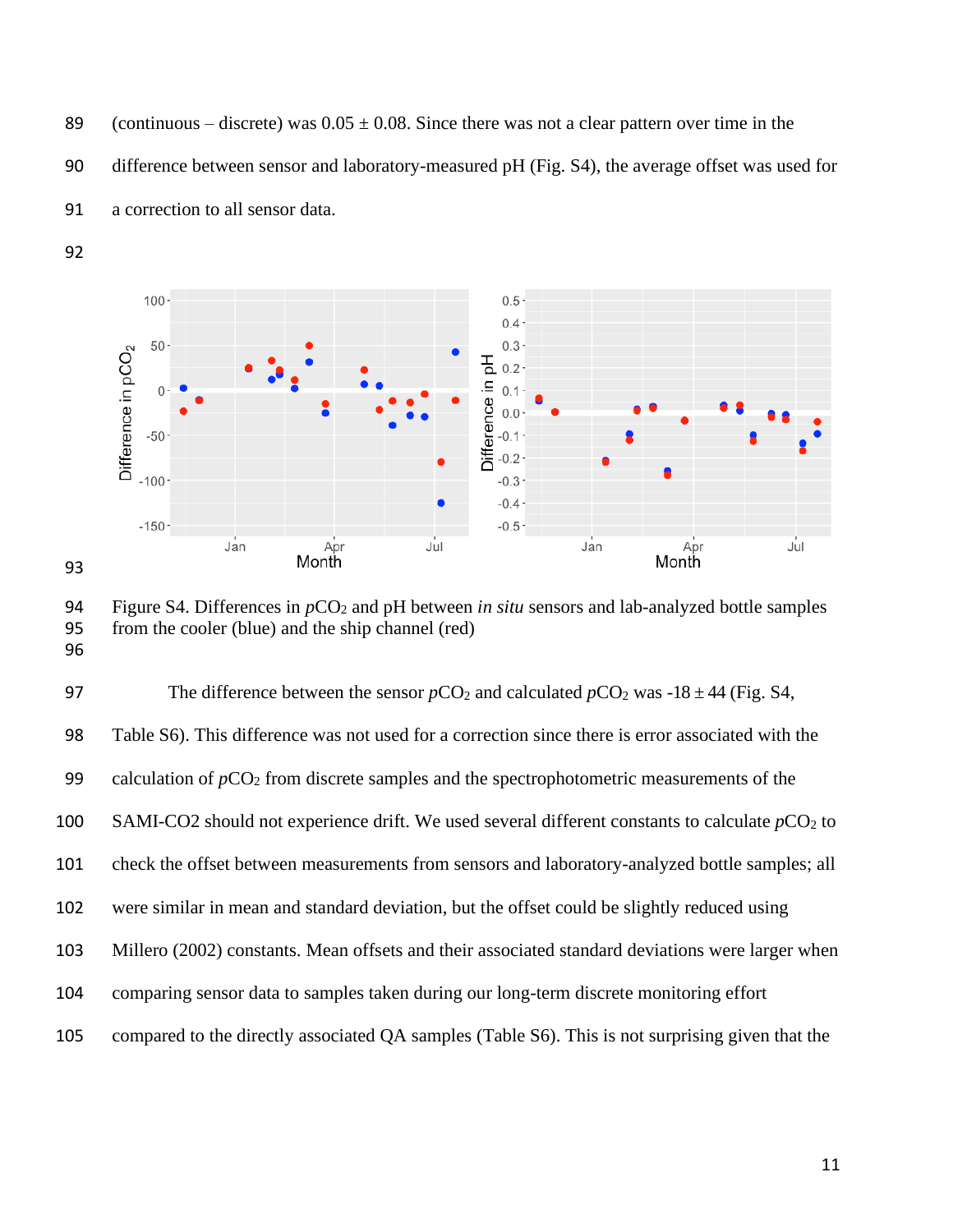(continuous – discrete) was 0.05 ± 0.08. Since there was not a clear pattern over time in the difference between sensor and laboratory-measured pH (Fig. S4), the average offset was used for a correction to all sensor data.

Figure S4. Differences in $pCO_2$ and pH between *in situ* sensors and lab-analyzed bottle samples from the cooler (blue) and the ship channel (red)

The difference between the sensor $pCO_2$ and calculated $pCO_2$ was -18 ± 44 (Fig. S4, Table S6). This difference was not used for a correction since there is error associated with the calculation of $pCO_2$ from discrete samples and the spectrophotometric measurements of the SAMI-CO2 should not experience drift. We used several different constants to calculate $pCO_2$ to check the offset between measurements from sensors and laboratory-analyzed bottle samples; all were similar in mean and standard deviation, but the offset could be slightly reduced using Millero (2002) constants. Mean offsets and their associated standard deviations were larger when comparing sensor data to samples taken during our long-term discrete monitoring effort compared to the directly associated QA samples (Table S6). This is not surprising given that the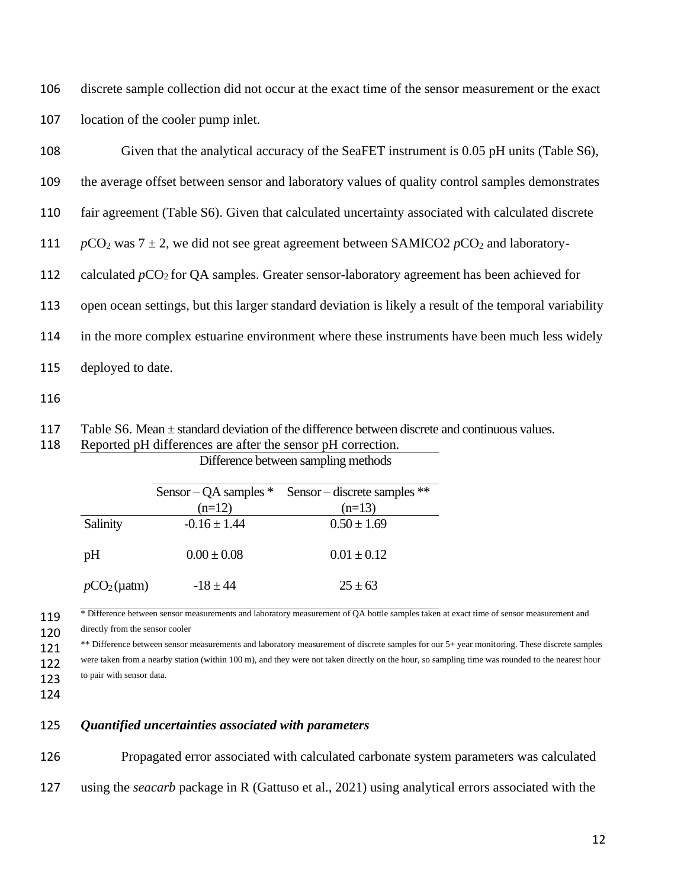discrete sample collection did not occur at the exact time of the sensor measurement or the exact location of the cooler pump inlet.

Given that the analytical accuracy of the SeaFET instrument is 0.05 pH units (Table S6), the average offset between sensor and laboratory values of quality control samples demonstrates fair agreement (Table S6). Given that calculated uncertainty associated with calculated discrete $pCO_2$ was 7 ± 2, we did not see great agreement between SAMICO2 $pCO_2$ and laboratory-calculated $pCO_2$ for QA samples. Greater sensor-laboratory agreement has been achieved for open ocean settings, but this larger standard deviation is likely a result of the temporal variability in the more complex estuarine environment where these instruments have been much less widely deployed to date.

Table S6. Mean ± standard deviation of the difference between discrete and continuous values. Reported pH differences are after the sensor pH correction.

| | Difference between sampling methods | |
|---|---|---|
| | Sensor – QA samples * (n=12) | Sensor – discrete samples ** (n=13) |
| Salinity | -0.16 ± 1.44 | 0.50 ± 1.69 |
| pH | 0.00 ± 0.08 | 0.01 ± 0.12 |
| $pCO_2$ (µatm) | -18 ± 44 | 25 ± 63 |

\* Difference between sensor measurements and laboratory measurement of QA bottle samples taken at exact time of sensor measurement and directly from the sensor cooler

\** Difference between sensor measurements and laboratory measurement of discrete samples for our 5+ year monitoring. These discrete samples were taken from a nearby station (within 100 m), and they were not taken directly on the hour, so sampling time was rounded to the nearest hour to pair with sensor data.

### *Quantified uncertainties associated with parameters*

Propagated error associated with calculated carbonate system parameters was calculated using the *seacarb* package in R (Gattuso et al., 2021) using analytical errors associated with the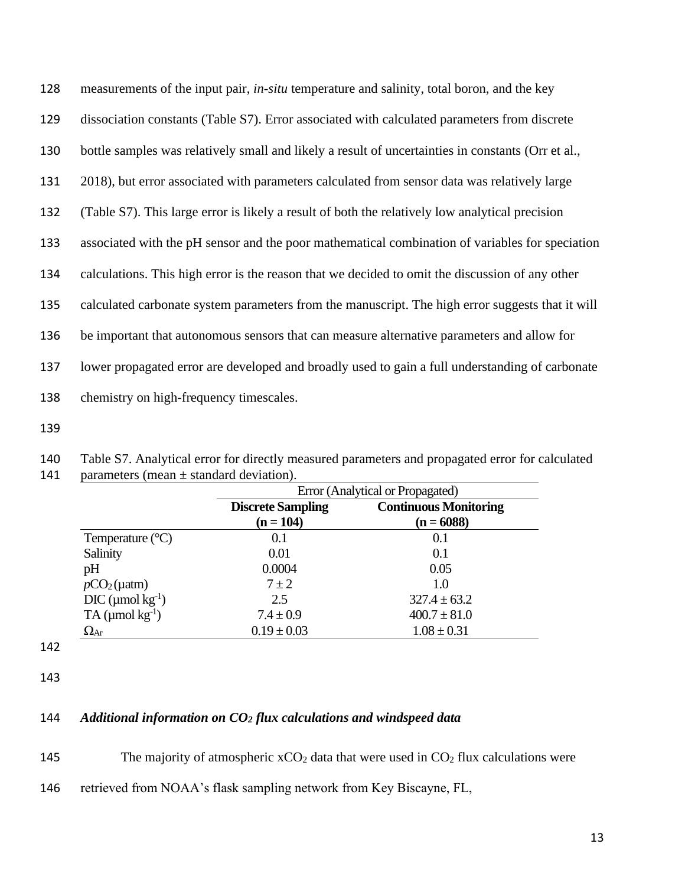measurements of the input pair, *in-situ* temperature and salinity, total boron, and the key dissociation constants (Table S7). Error associated with calculated parameters from discrete bottle samples was relatively small and likely a result of uncertainties in constants (Orr et al., 2018), but error associated with parameters calculated from sensor data was relatively large (Table S7). This large error is likely a result of both the relatively low analytical precision associated with the pH sensor and the poor mathematical combination of variables for speciation calculations. This high error is the reason that we decided to omit the discussion of any other calculated carbonate system parameters from the manuscript. The high error suggests that it will be important that autonomous sensors that can measure alternative parameters and allow for lower propagated error are developed and broadly used to gain a full understanding of carbonate chemistry on high-frequency timescales.

Table S7. Analytical error for directly measured parameters and propagated error for calculated parameters (mean ± standard deviation).

| | Error (Analytical or Propagated) | |
|---|---|---|
| | **Discrete Sampling (n = 104)** | **Continuous Monitoring (n = 6088)** |
| Temperature (°C) | 0.1 | 0.1 |
| Salinity | 0.01 | 0.1 |
| pH | 0.0004 | 0.05 |
| $pCO_2$ (µatm) | 7 ± 2 | 1.0 |
| DIC (µmol kg$^{-1}$) | 2.5 | 327.4 ± 63.2 |
| TA (µmol kg$^{-1}$) | 7.4 ± 0.9 | 400.7 ± 81.0 |
| $\Omega_{Ar}$ | 0.19 ± 0.03 | 1.08 ± 0.31 |

### *Additional information on $CO_2$ flux calculations and windspeed data*

The majority of atmospheric $xCO_2$ data that were used in $CO_2$ flux calculations were retrieved from NOAA's flask sampling network from Key Biscayne, FL,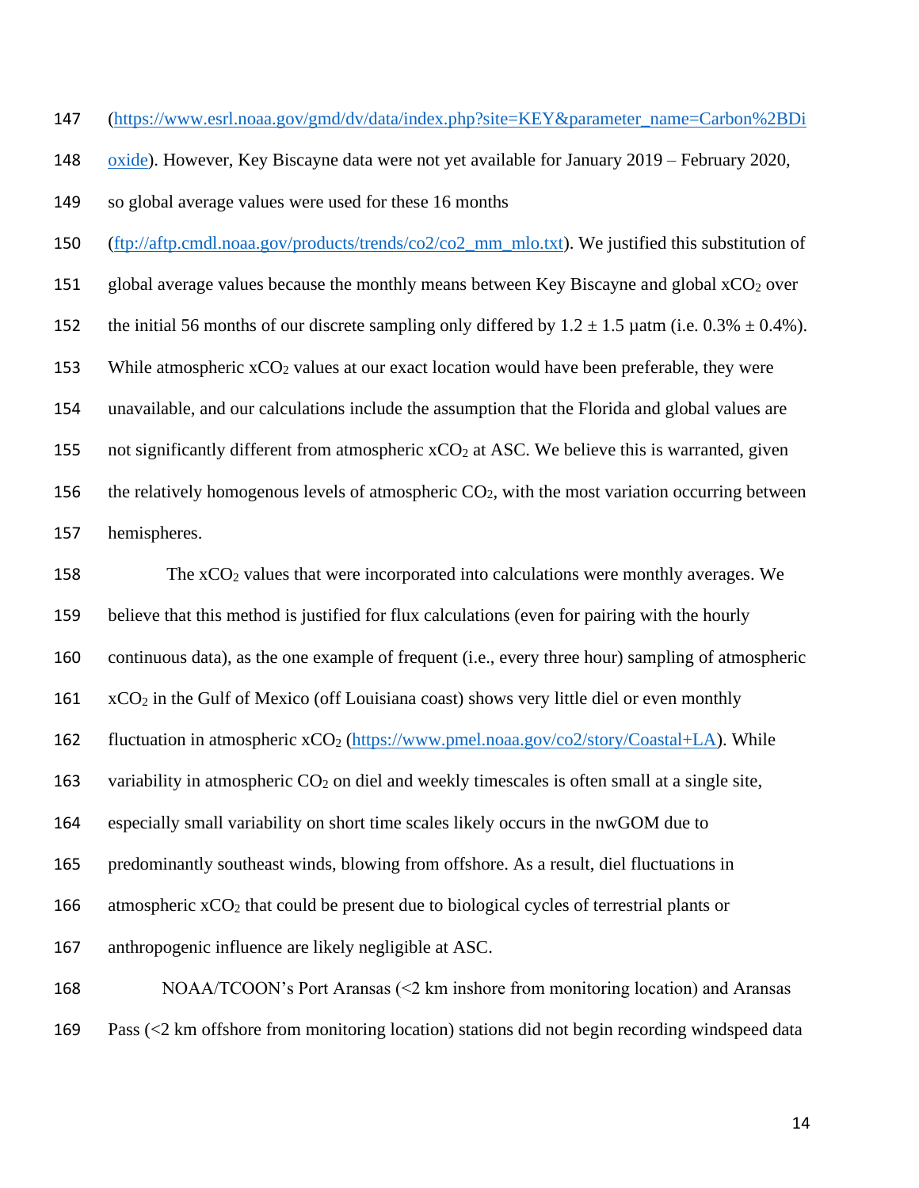(https://www.esrl.noaa.gov/gmd/dv/data/index.php?site=KEY&parameter_name=Carbon%2BDioxide). However, Key Biscayne data were not yet available for January 2019 – February 2020, so global average values were used for these 16 months (ftp://aftp.cmdl.noaa.gov/products/trends/co2/co2_mm_mlo.txt). We justified this substitution of global average values because the monthly means between Key Biscayne and global $xCO_2$ over the initial 56 months of our discrete sampling only differed by $1.2 \pm 1.5$ µatm (i.e. $0.3\% \pm 0.4\%$). While atmospheric $xCO_2$ values at our exact location would have been preferable, they were unavailable, and our calculations include the assumption that the Florida and global values are not significantly different from atmospheric $xCO_2$ at ASC. We believe this is warranted, given the relatively homogenous levels of atmospheric $CO_2$, with the most variation occurring between hemispheres.

The $xCO_2$ values that were incorporated into calculations were monthly averages. We believe that this method is justified for flux calculations (even for pairing with the hourly continuous data), as the one example of frequent (i.e., every three hour) sampling of atmospheric $xCO_2$ in the Gulf of Mexico (off Louisiana coast) shows very little diel or even monthly fluctuation in atmospheric $xCO_2$ (https://www.pmel.noaa.gov/co2/story/Coastal+LA). While variability in atmospheric $CO_2$ on diel and weekly timescales is often small at a single site, especially small variability on short time scales likely occurs in the nwGOM due to predominantly southeast winds, blowing from offshore. As a result, diel fluctuations in atmospheric $xCO_2$ that could be present due to biological cycles of terrestrial plants or anthropogenic influence are likely negligible at ASC.

NOAA/TCOON's Port Aransas (<2 km inshore from monitoring location) and Aransas Pass (<2 km offshore from monitoring location) stations did not begin recording windspeed data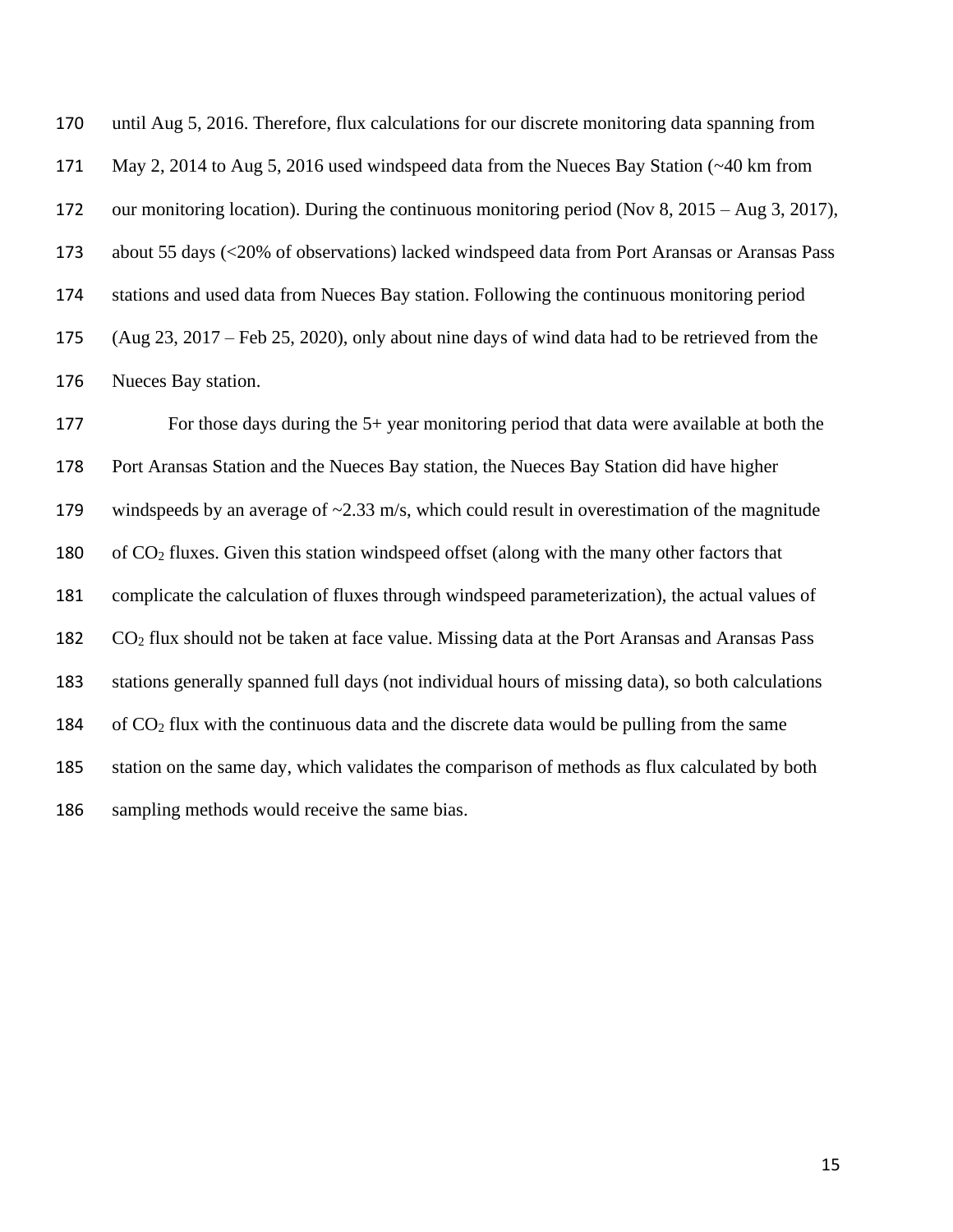until Aug 5, 2016. Therefore, flux calculations for our discrete monitoring data spanning from May 2, 2014 to Aug 5, 2016 used windspeed data from the Nueces Bay Station (~40 km from our monitoring location). During the continuous monitoring period (Nov 8, 2015 – Aug 3, 2017), about 55 days (<20% of observations) lacked windspeed data from Port Aransas or Aransas Pass stations and used data from Nueces Bay station. Following the continuous monitoring period (Aug 23, 2017 – Feb 25, 2020), only about nine days of wind data had to be retrieved from the Nueces Bay station.

For those days during the 5+ year monitoring period that data were available at both the Port Aransas Station and the Nueces Bay station, the Nueces Bay Station did have higher windspeeds by an average of ~2.33 m/s, which could result in overestimation of the magnitude of $CO_2$ fluxes. Given this station windspeed offset (along with the many other factors that complicate the calculation of fluxes through windspeed parameterization), the actual values of $CO_2$ flux should not be taken at face value. Missing data at the Port Aransas and Aransas Pass stations generally spanned full days (not individual hours of missing data), so both calculations of $CO_2$ flux with the continuous data and the discrete data would be pulling from the same station on the same day, which validates the comparison of methods as flux calculated by both sampling methods would receive the same bias.